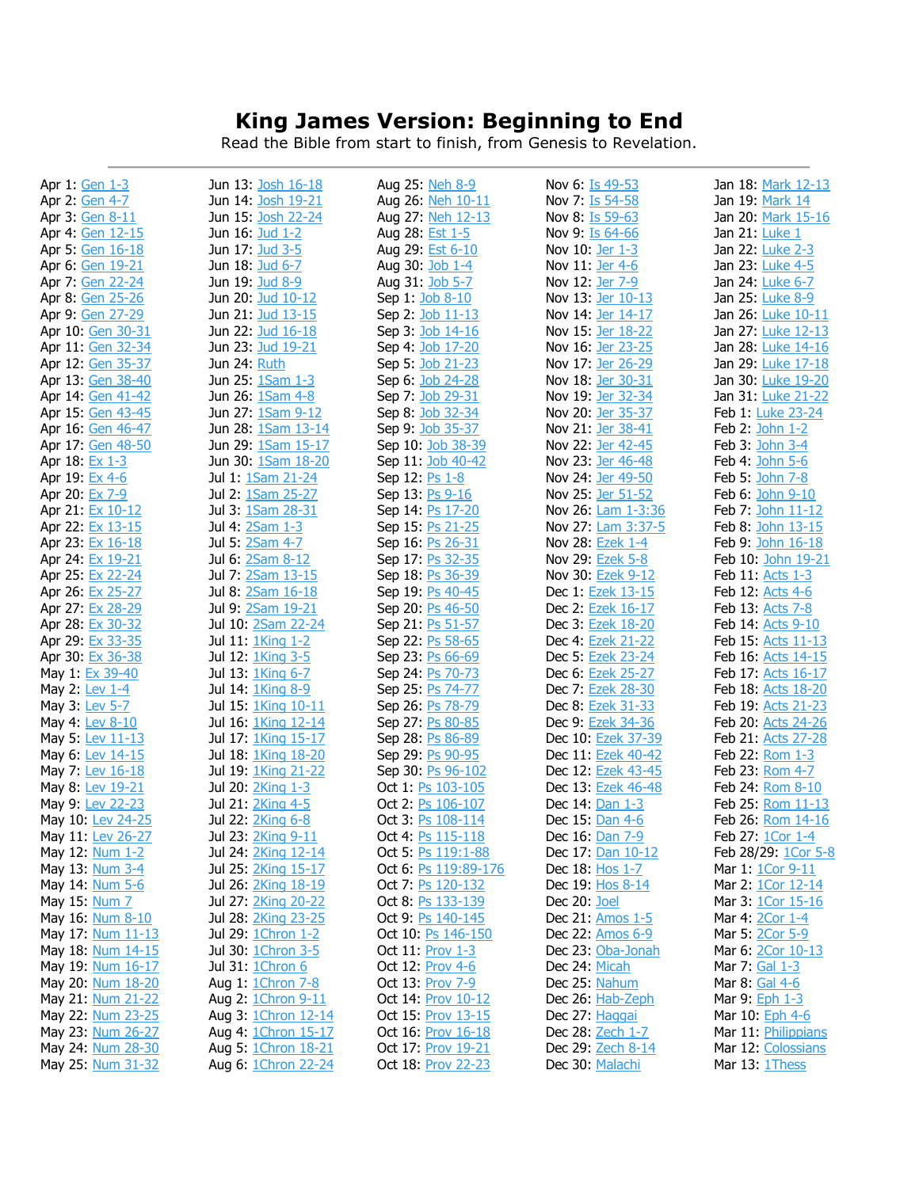# King James Version: Beginning to End

Read the Bible from start to finish, from Genesis to Revelation.

---

Apr 1: Gen 1-3
Apr 2: Gen 4-7
Apr 3: Gen 8-11
Apr 4: Gen 12-15
Apr 5: Gen 16-18
Apr 6: Gen 19-21
Apr 7: Gen 22-24
Apr 8: Gen 25-26
Apr 9: Gen 27-29
Apr 10: Gen 30-31
Apr 11: Gen 32-34
Apr 12: Gen 35-37
Apr 13: Gen 38-40
Apr 14: Gen 41-42
Apr 15: Gen 43-45
Apr 16: Gen 46-47
Apr 17: Gen 48-50
Apr 18: Ex 1-3
Apr 19: Ex 4-6
Apr 20: Ex 7-9
Apr 21: Ex 10-12
Apr 22: Ex 13-15
Apr 23: Ex 16-18
Apr 24: Ex 19-21
Apr 25: Ex 22-24
Apr 26: Ex 25-27
Apr 27: Ex 28-29
Apr 28: Ex 30-32
Apr 29: Ex 33-35
Apr 30: Ex 36-38
May 1: Ex 39-40
May 2: Lev 1-4
May 3: Lev 5-7
May 4: Lev 8-10
May 5: Lev 11-13
May 6: Lev 14-15
May 7: Lev 16-18
May 8: Lev 19-21
May 9: Lev 22-23
May 10: Lev 24-25
May 11: Lev 26-27
May 12: Num 1-2
May 13: Num 3-4
May 14: Num 5-6
May 15: Num 7
May 16: Num 8-10
May 17: Num 11-13
May 18: Num 14-15
May 19: Num 16-17
May 20: Num 18-20
May 21: Num 21-22
May 22: Num 23-25
May 23: Num 26-27
May 24: Num 28-30
May 25: Num 31-32

Jun 13: Josh 16-18
Jun 14: Josh 19-21
Jun 15: Josh 22-24
Jun 16: Jud 1-2
Jun 17: Jud 3-5
Jun 18: Jud 6-7
Jun 19: Jud 8-9
Jun 20: Jud 10-12
Jun 21: Jud 13-15
Jun 22: Jud 16-18
Jun 23: Jud 19-21
Jun 24: Ruth
Jun 25: 1Sam 1-3
Jun 26: 1Sam 4-8
Jun 27: 1Sam 9-12
Jun 28: 1Sam 13-14
Jun 29: 1Sam 15-17
Jun 30: 1Sam 18-20
Jul 1: 1Sam 21-24
Jul 2: 1Sam 25-27
Jul 3: 1Sam 28-31
Jul 4: 2Sam 1-3
Jul 5: 2Sam 4-7
Jul 6: 2Sam 8-12
Jul 7: 2Sam 13-15
Jul 8: 2Sam 16-18
Jul 9: 2Sam 19-21
Jul 10: 2Sam 22-24
Jul 11: 1King 1-2
Jul 12: 1King 3-5
Jul 13: 1King 6-7
Jul 14: 1King 8-9
Jul 15: 1King 10-11
Jul 16: 1King 12-14
Jul 17: 1King 15-17
Jul 18: 1King 18-20
Jul 19: 1King 21-22
Jul 20: 2King 1-3
Jul 21: 2King 4-5
Jul 22: 2King 6-8
Jul 23: 2King 9-11
Jul 24: 2King 12-14
Jul 25: 2King 15-17
Jul 26: 2King 18-19
Jul 27: 2King 20-22
Jul 28: 2King 23-25
Jul 29: 1Chron 1-2
Jul 30: 1Chron 3-5
Jul 31: 1Chron 6
Aug 1: 1Chron 7-8
Aug 2: 1Chron 9-11
Aug 3: 1Chron 12-14
Aug 4: 1Chron 15-17
Aug 5: 1Chron 18-21
Aug 6: 1Chron 22-24

Aug 25: Neh 8-9
Aug 26: Neh 10-11
Aug 27: Neh 12-13
Aug 28: Est 1-5
Aug 29: Est 6-10
Aug 30: Job 1-4
Aug 31: Job 5-7
Sep 1: Job 8-10
Sep 2: Job 11-13
Sep 3: Job 14-16
Sep 4: Job 17-20
Sep 5: Job 21-23
Sep 6: Job 24-28
Sep 7: Job 29-31
Sep 8: Job 32-34
Sep 9: Job 35-37
Sep 10: Job 38-39
Sep 11: Job 40-42
Sep 12: Ps 1-8
Sep 13: Ps 9-16
Sep 14: Ps 17-20
Sep 15: Ps 21-25
Sep 16: Ps 26-31
Sep 17: Ps 32-35
Sep 18: Ps 36-39
Sep 19: Ps 40-45
Sep 20: Ps 46-50
Sep 21: Ps 51-57
Sep 22: Ps 58-65
Sep 23: Ps 66-69
Sep 24: Ps 70-73
Sep 25: Ps 74-77
Sep 26: Ps 78-79
Sep 27: Ps 80-85
Sep 28: Ps 86-89
Sep 29: Ps 90-95
Sep 30: Ps 96-102
Oct 1: Ps 103-105
Oct 2: Ps 106-107
Oct 3: Ps 108-114
Oct 4: Ps 115-118
Oct 5: Ps 119:1-88
Oct 6: Ps 119:89-176
Oct 7: Ps 120-132
Oct 8: Ps 133-139
Oct 9: Ps 140-145
Oct 10: Ps 146-150
Oct 11: Prov 1-3
Oct 12: Prov 4-6
Oct 13: Prov 7-9
Oct 14: Prov 10-12
Oct 15: Prov 13-15
Oct 16: Prov 16-18
Oct 17: Prov 19-21
Oct 18: Prov 22-23

Nov 6: Is 49-53
Nov 7: Is 54-58
Nov 8: Is 59-63
Nov 9: Is 64-66
Nov 10: Jer 1-3
Nov 11: Jer 4-6
Nov 12: Jer 7-9
Nov 13: Jer 10-13
Nov 14: Jer 14-17
Nov 15: Jer 18-22
Nov 16: Jer 23-25
Nov 17: Jer 26-29
Nov 18: Jer 30-31
Nov 19: Jer 32-34
Nov 20: Jer 35-37
Nov 21: Jer 38-41
Nov 22: Jer 42-45
Nov 23: Jer 46-48
Nov 24: Jer 49-50
Nov 25: Jer 51-52
Nov 26: Lam 1-3:36
Nov 27: Lam 3:37-5
Nov 28: Ezek 1-4
Nov 29: Ezek 5-8
Nov 30: Ezek 9-12
Dec 1: Ezek 13-15
Dec 2: Ezek 16-17
Dec 3: Ezek 18-20
Dec 4: Ezek 21-22
Dec 5: Ezek 23-24
Dec 6: Ezek 25-27
Dec 7: Ezek 28-30
Dec 8: Ezek 31-33
Dec 9: Ezek 34-36
Dec 10: Ezek 37-39
Dec 11: Ezek 40-42
Dec 12: Ezek 43-45
Dec 13: Ezek 46-48
Dec 14: Dan 1-3
Dec 15: Dan 4-6
Dec 16: Dan 7-9
Dec 17: Dan 10-12
Dec 18: Hos 1-7
Dec 19: Hos 8-14
Dec 20: Joel
Dec 21: Amos 1-5
Dec 22: Amos 6-9
Dec 23: Oba-Jonah
Dec 24: Micah
Dec 25: Nahum
Dec 26: Hab-Zeph
Dec 27: Haggai
Dec 28: Zech 1-7
Dec 29: Zech 8-14
Dec 30: Malachi

Jan 18: Mark 12-13
Jan 19: Mark 14
Jan 20: Mark 15-16
Jan 21: Luke 1
Jan 22: Luke 2-3
Jan 23: Luke 4-5
Jan 24: Luke 6-7
Jan 25: Luke 8-9
Jan 26: Luke 10-11
Jan 27: Luke 12-13
Jan 28: Luke 14-16
Jan 29: Luke 17-18
Jan 30: Luke 19-20
Jan 31: Luke 21-22
Feb 1: Luke 23-24
Feb 2: John 1-2
Feb 3: John 3-4
Feb 4: John 5-6
Feb 5: John 7-8
Feb 6: John 9-10
Feb 7: John 11-12
Feb 8: John 13-15
Feb 9: John 16-18
Feb 10: John 19-21
Feb 11: Acts 1-3
Feb 12: Acts 4-6
Feb 13: Acts 7-8
Feb 14: Acts 9-10
Feb 15: Acts 11-13
Feb 16: Acts 14-15
Feb 17: Acts 16-17
Feb 18: Acts 18-20
Feb 19: Acts 21-23
Feb 20: Acts 24-26
Feb 21: Acts 27-28
Feb 22: Rom 1-3
Feb 23: Rom 4-7
Feb 24: Rom 8-10
Feb 25: Rom 11-13
Feb 26: Rom 14-16
Feb 27: 1Cor 1-4
Feb 28/29: 1Cor 5-8
Mar 1: 1Cor 9-11
Mar 2: 1Cor 12-14
Mar 3: 1Cor 15-16
Mar 4: 2Cor 1-4
Mar 5: 2Cor 5-9
Mar 6: 2Cor 10-13
Mar 7: Gal 1-3
Mar 8: Gal 4-6
Mar 9: Eph 1-3
Mar 10: Eph 4-6
Mar 11: Philippians
Mar 12: Colossians
Mar 13: 1Thess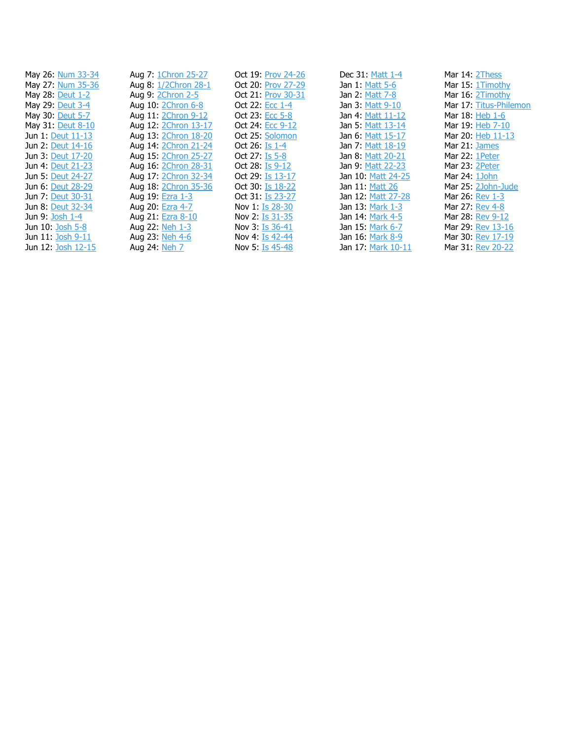May 26: Num 33-34
May 27: Num 35-36
May 28: Deut 1-2
May 29: Deut 3-4
May 30: Deut 5-7
May 31: Deut 8-10
Jun 1: Deut 11-13
Jun 2: Deut 14-16
Jun 3: Deut 17-20
Jun 4: Deut 21-23
Jun 5: Deut 24-27
Jun 6: Deut 28-29
Jun 7: Deut 30-31
Jun 8: Deut 32-34
Jun 9: Josh 1-4
Jun 10: Josh 5-8
Jun 11: Josh 9-11
Jun 12: Josh 12-15

Aug 7: 1Chron 25-27
Aug 8: 1/2Chron 28-1
Aug 9: 2Chron 2-5
Aug 10: 2Chron 6-8
Aug 11: 2Chron 9-12
Aug 12: 2Chron 13-17
Aug 13: 2Chron 18-20
Aug 14: 2Chron 21-24
Aug 15: 2Chron 25-27
Aug 16: 2Chron 28-31
Aug 17: 2Chron 32-34
Aug 18: 2Chron 35-36
Aug 19: Ezra 1-3
Aug 20: Ezra 4-7
Aug 21: Ezra 8-10
Aug 22: Neh 1-3
Aug 23: Neh 4-6
Aug 24: Neh 7

Oct 19: Prov 24-26
Oct 20: Prov 27-29
Oct 21: Prov 30-31
Oct 22: Ecc 1-4
Oct 23: Ecc 5-8
Oct 24: Ecc 9-12
Oct 25: Solomon
Oct 26: Is 1-4
Oct 27: Is 5-8
Oct 28: Is 9-12
Oct 29: Is 13-17
Oct 30: Is 18-22
Oct 31: Is 23-27
Nov 1: Is 28-30
Nov 2: Is 31-35
Nov 3: Is 36-41
Nov 4: Is 42-44
Nov 5: Is 45-48

Dec 31: Matt 1-4
Jan 1: Matt 5-6
Jan 2: Matt 7-8
Jan 3: Matt 9-10
Jan 4: Matt 11-12
Jan 5: Matt 13-14
Jan 6: Matt 15-17
Jan 7: Matt 18-19
Jan 8: Matt 20-21
Jan 9: Matt 22-23
Jan 10: Matt 24-25
Jan 11: Matt 26
Jan 12: Matt 27-28
Jan 13: Mark 1-3
Jan 14: Mark 4-5
Jan 15: Mark 6-7
Jan 16: Mark 8-9
Jan 17: Mark 10-11

Mar 14: 2Thess
Mar 15: 1Timothy
Mar 16: 2Timothy
Mar 17: Titus-Philemon
Mar 18: Heb 1-6
Mar 19: Heb 7-10
Mar 20: Heb 11-13
Mar 21: James
Mar 22: 1Peter
Mar 23: 2Peter
Mar 24: 1John
Mar 25: 2John-Jude
Mar 26: Rev 1-3
Mar 27: Rev 4-8
Mar 28: Rev 9-12
Mar 29: Rev 13-16
Mar 30: Rev 17-19
Mar 31: Rev 20-22